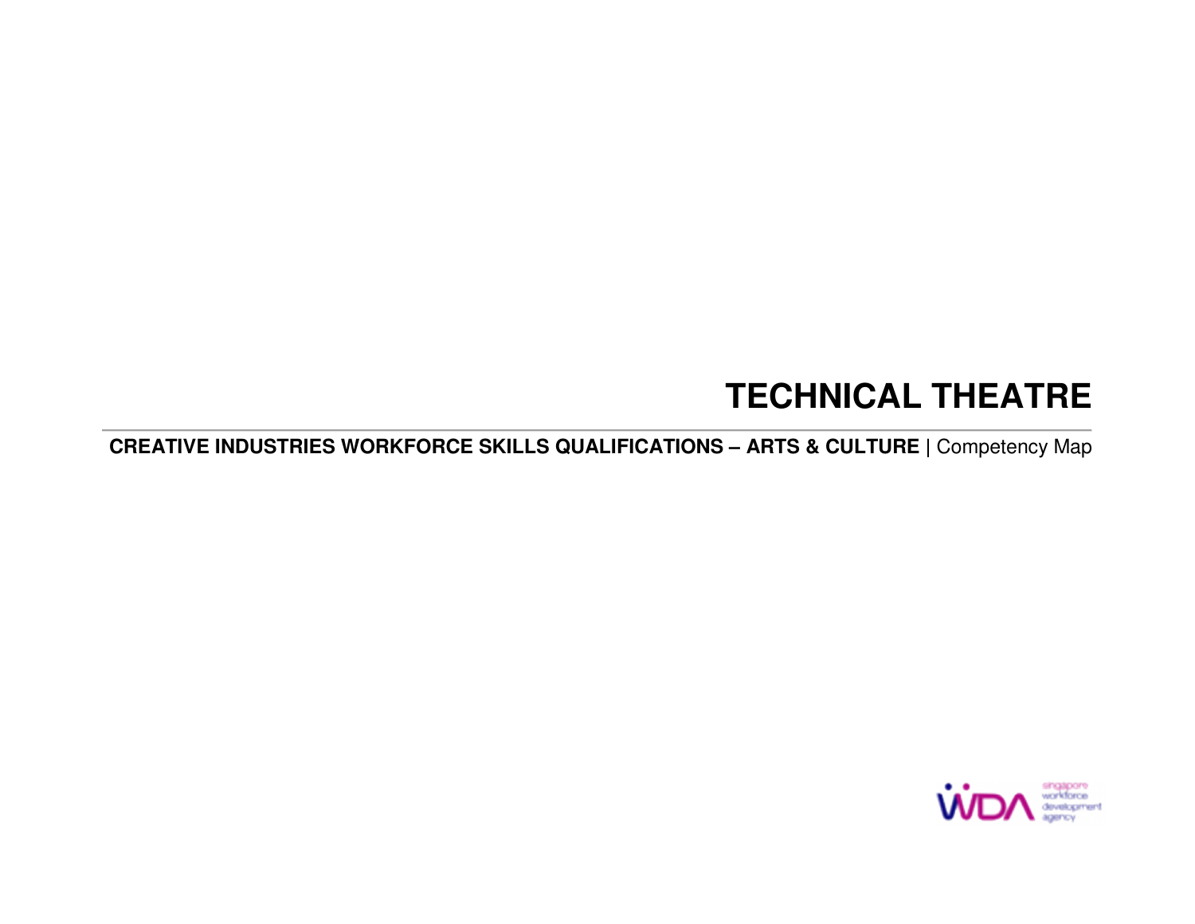# TECHNICAL THEATRE

**CREATIVE INDUSTRIES WORKFORCE SKILLS QUALIFICATIONS – ARTS & CULTURE** | Competency Map

singapore workforce development agency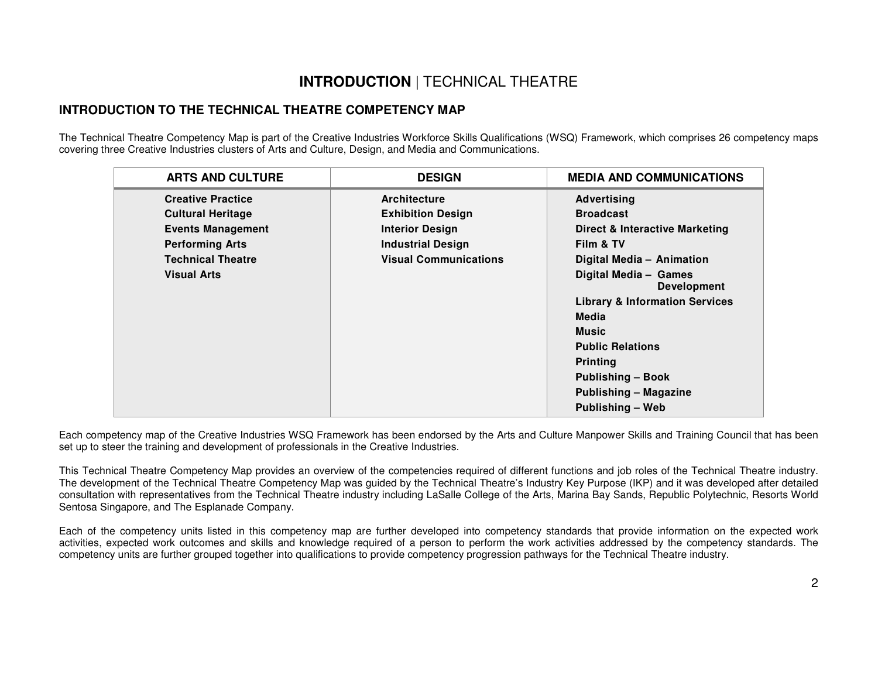# **INTRODUCTION** | TECHNICAL THEATRE

## INTRODUCTION TO THE TECHNICAL THEATRE COMPETENCY MAP

The Technical Theatre Competency Map is part of the Creative Industries Workforce Skills Qualifications (WSQ) Framework, which comprises 26 competency maps covering three Creative Industries clusters of Arts and Culture, Design, and Media and Communications.

| ARTS AND CULTURE | DESIGN | MEDIA AND COMMUNICATIONS |
|---|---|---|
| **Creative Practice** | **Architecture** | **Advertising** |
| **Cultural Heritage** | **Exhibition Design** | **Broadcast** |
| **Events Management** | **Interior Design** | **Direct & Interactive Marketing** |
| **Performing Arts** | **Industrial Design** | **Film & TV** |
| **Technical Theatre** | **Visual Communications** | **Digital Media – Animation** |
| **Visual Arts** | | **Digital Media – Games Development** |
| | | **Library & Information Services** |
| | | **Media** |
| | | **Music** |
| | | **Public Relations** |
| | | **Printing** |
| | | **Publishing – Book** |
| | | **Publishing – Magazine** |
| | | **Publishing – Web** |

Each competency map of the Creative Industries WSQ Framework has been endorsed by the Arts and Culture Manpower Skills and Training Council that has been set up to steer the training and development of professionals in the Creative Industries.

This Technical Theatre Competency Map provides an overview of the competencies required of different functions and job roles of the Technical Theatre industry. The development of the Technical Theatre Competency Map was guided by the Technical Theatre's Industry Key Purpose (IKP) and it was developed after detailed consultation with representatives from the Technical Theatre industry including LaSalle College of the Arts, Marina Bay Sands, Republic Polytechnic, Resorts World Sentosa Singapore, and The Esplanade Company.

Each of the competency units listed in this competency map are further developed into competency standards that provide information on the expected work activities, expected work outcomes and skills and knowledge required of a person to perform the work activities addressed by the competency standards. The competency units are further grouped together into qualifications to provide competency progression pathways for the Technical Theatre industry.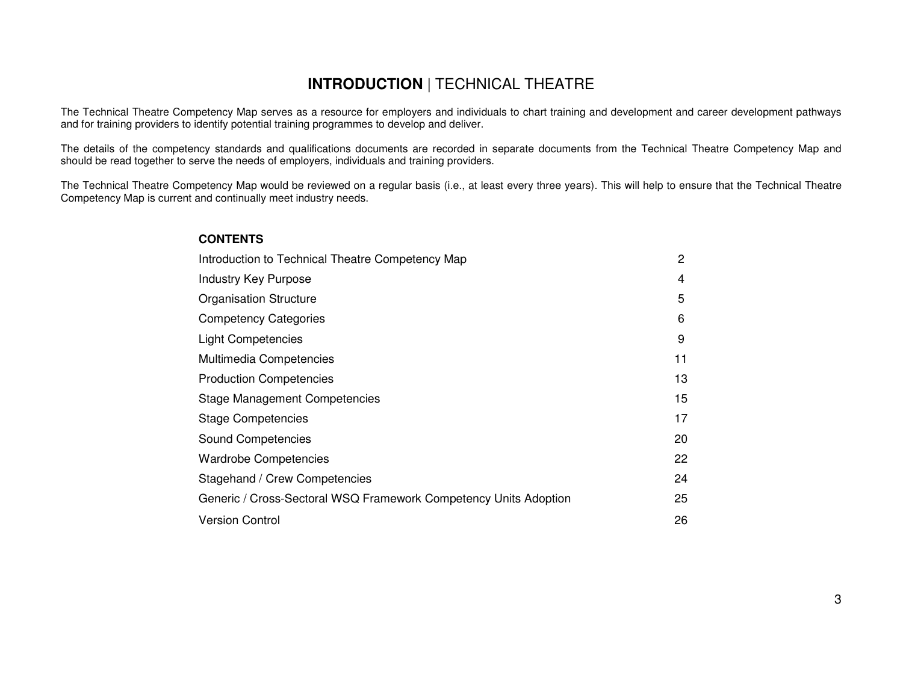# **INTRODUCTION** | TECHNICAL THEATRE

The Technical Theatre Competency Map serves as a resource for employers and individuals to chart training and development and career development pathways and for training providers to identify potential training programmes to develop and deliver.

The details of the competency standards and qualifications documents are recorded in separate documents from the Technical Theatre Competency Map and should be read together to serve the needs of employers, individuals and training providers.

The Technical Theatre Competency Map would be reviewed on a regular basis (i.e., at least every three years). This will help to ensure that the Technical Theatre Competency Map is current and continually meet industry needs.

## CONTENTS

| | |
|---|---|
| Introduction to Technical Theatre Competency Map | 2 |
| Industry Key Purpose | 4 |
| Organisation Structure | 5 |
| Competency Categories | 6 |
| Light Competencies | 9 |
| Multimedia Competencies | 11 |
| Production Competencies | 13 |
| Stage Management Competencies | 15 |
| Stage Competencies | 17 |
| Sound Competencies | 20 |
| Wardrobe Competencies | 22 |
| Stagehand / Crew Competencies | 24 |
| Generic / Cross-Sectoral WSQ Framework Competency Units Adoption | 25 |
| Version Control | 26 |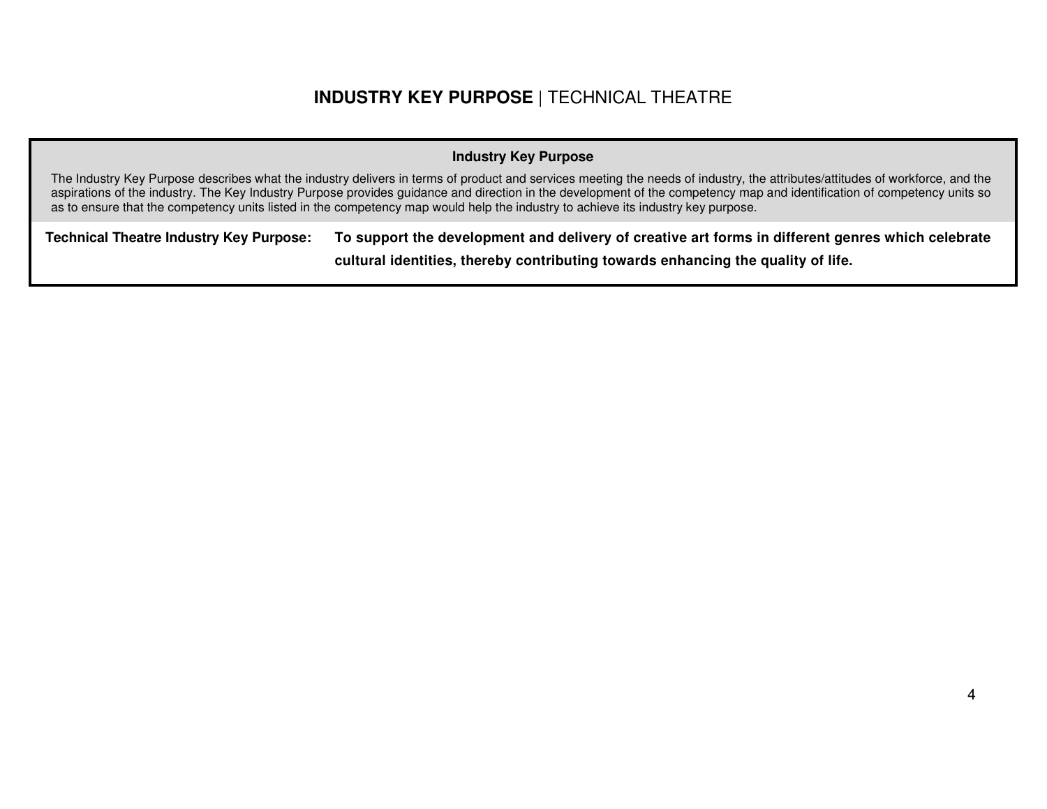# **INDUSTRY KEY PURPOSE** | TECHNICAL THEATRE

| **Industry Key Purpose** | |
|---|---|
| The Industry Key Purpose describes what the industry delivers in terms of product and services meeting the needs of industry, the attributes/attitudes of workforce, and the aspirations of the industry. The Key Industry Purpose provides guidance and direction in the development of the competency map and identification of competency units so as to ensure that the competency units listed in the competency map would help the industry to achieve its industry key purpose. | |
| **Technical Theatre Industry Key Purpose:** | **To support the development and delivery of creative art forms in different genres which celebrate cultural identities, thereby contributing towards enhancing the quality of life.** |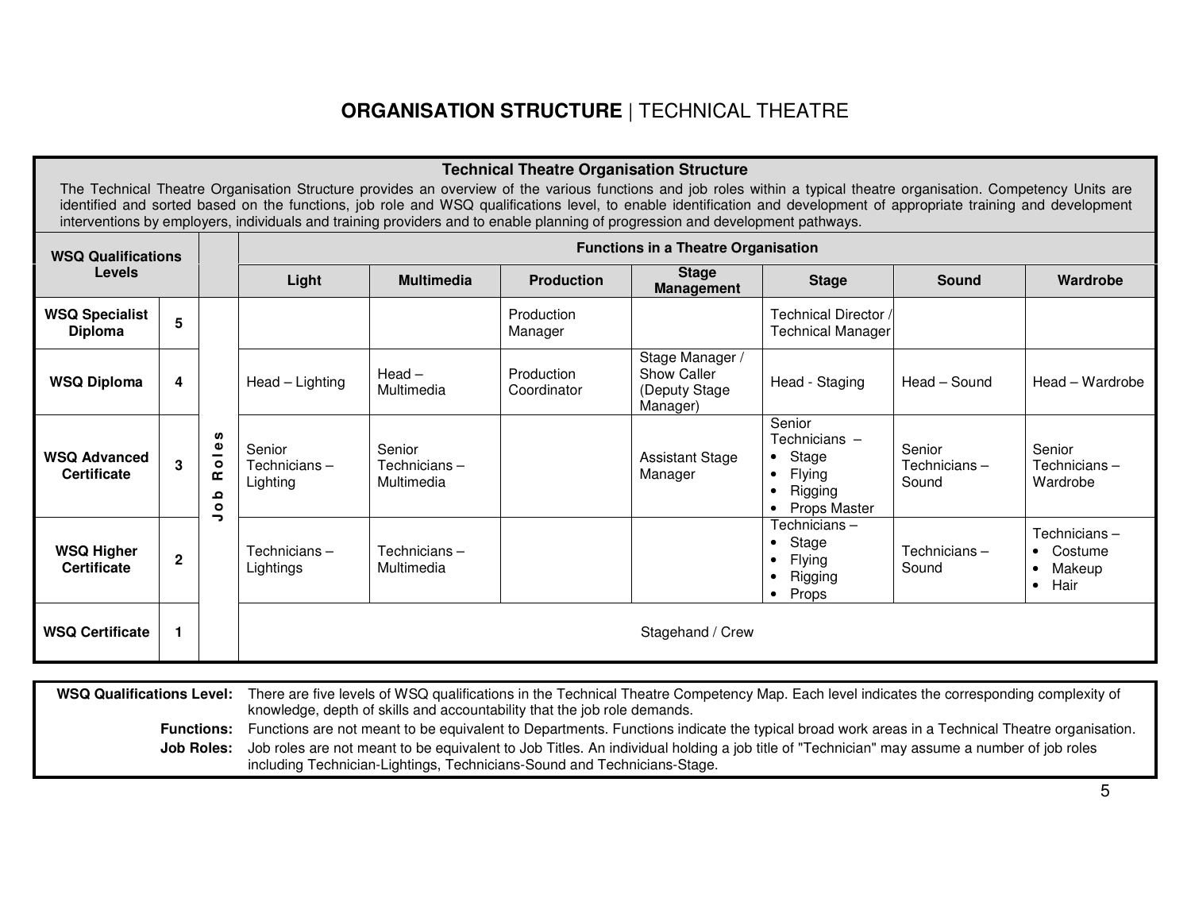# **ORGANISATION STRUCTURE** | TECHNICAL THEATRE

**Technical Theatre Organisation Structure**

The Technical Theatre Organisation Structure provides an overview of the various functions and job roles within a typical theatre organisation. Competency Units are identified and sorted based on the functions, job role and WSQ qualifications level, to enable identification and development of appropriate training and development interventions by employers, individuals and training providers and to enable planning of progression and development pathways.

| WSQ Qualifications Levels | | | Functions in a Theatre Organisation | | | | | | |
|---|---|---|---|---|---|---|---|---|---|
| | | | **Light** | **Multimedia** | **Production** | **Stage Management** | **Stage** | **Sound** | **Wardrobe** |
| **WSQ Specialist Diploma** | **5** | Job Roles | | | Production Manager | | Technical Director / Technical Manager | | |
| **WSQ Diploma** | **4** | Job Roles | Head – Lighting | Head – Multimedia | Production Coordinator | Stage Manager / Show Caller (Deputy Stage Manager) | Head - Staging | Head – Sound | Head – Wardrobe |
| **WSQ Advanced Certificate** | **3** | Job Roles | Senior Technicians – Lighting | Senior Technicians – Multimedia | | Assistant Stage Manager | Senior Technicians – <br>• Stage<br>• Flying<br>• Rigging<br>• Props Master | Senior Technicians – Sound | Senior Technicians – Wardrobe |
| **WSQ Higher Certificate** | **2** | Job Roles | Technicians – Lightings | Technicians – Multimedia | | | Technicians – <br>• Stage<br>• Flying<br>• Rigging<br>• Props | Technicians – Sound | Technicians – <br>• Costume<br>• Makeup<br>• Hair |
| **WSQ Certificate** | **1** | Job Roles | Stagehand / Crew | | | | | | |

**WSQ Qualifications Level:** There are five levels of WSQ qualifications in the Technical Theatre Competency Map. Each level indicates the corresponding complexity of knowledge, depth of skills and accountability that the job role demands.

**Functions:** Functions are not meant to be equivalent to Departments. Functions indicate the typical broad work areas in a Technical Theatre organisation.

**Job Roles:** Job roles are not meant to be equivalent to Job Titles. An individual holding a job title of "Technician" may assume a number of job roles including Technician-Lightings, Technicians-Sound and Technicians-Stage.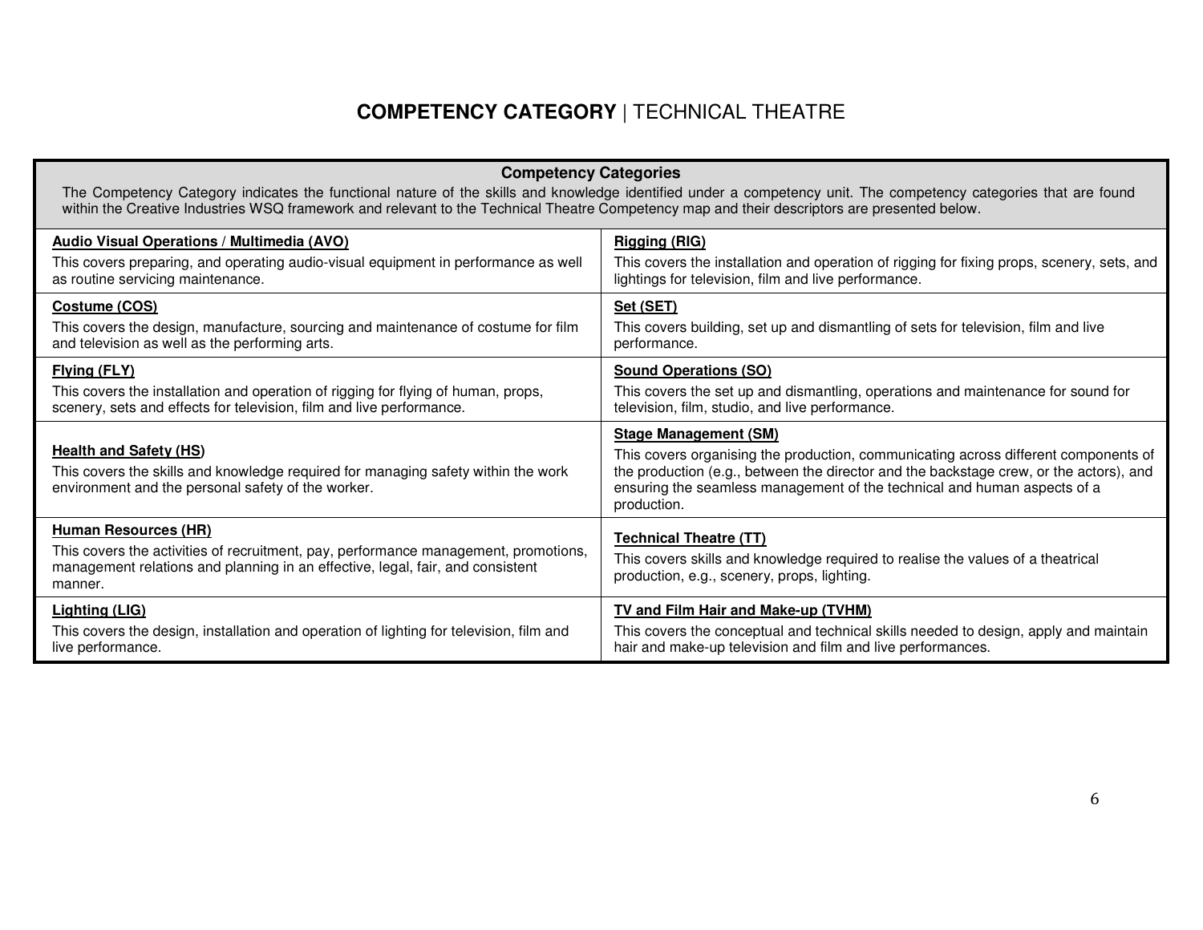# **COMPETENCY CATEGORY** | TECHNICAL THEATRE

| **Competency Categories**<br>The Competency Category indicates the functional nature of the skills and knowledge identified under a competency unit. The competency categories that are found within the Creative Industries WSQ framework and relevant to the Technical Theatre Competency map and their descriptors are presented below. | |
|---|---|
| **Audio Visual Operations / Multimedia (AVO)**<br>This covers preparing, and operating audio-visual equipment in performance as well as routine servicing maintenance. | **Rigging (RIG)**<br>This covers the installation and operation of rigging for fixing props, scenery, sets, and lightings for television, film and live performance. |
| **Costume (COS)**<br>This covers the design, manufacture, sourcing and maintenance of costume for film and television as well as the performing arts. | **Set (SET)**<br>This covers building, set up and dismantling of sets for television, film and live performance. |
| **Flying (FLY)**<br>This covers the installation and operation of rigging for flying of human, props, scenery, sets and effects for television, film and live performance. | **Sound Operations (SO)**<br>This covers the set up and dismantling, operations and maintenance for sound for television, film, studio, and live performance. |
| **Health and Safety (HS)**<br>This covers the skills and knowledge required for managing safety within the work environment and the personal safety of the worker. | **Stage Management (SM)**<br>This covers organising the production, communicating across different components of the production (e.g., between the director and the backstage crew, or the actors), and ensuring the seamless management of the technical and human aspects of a production. |
| **Human Resources (HR)**<br>This covers the activities of recruitment, pay, performance management, promotions, management relations and planning in an effective, legal, fair, and consistent manner. | **Technical Theatre (TT)**<br>This covers skills and knowledge required to realise the values of a theatrical production, e.g., scenery, props, lighting. |
| **Lighting (LIG)**<br>This covers the design, installation and operation of lighting for television, film and live performance. | **TV and Film Hair and Make-up (TVHM)**<br>This covers the conceptual and technical skills needed to design, apply and maintain hair and make-up television and film and live performances. |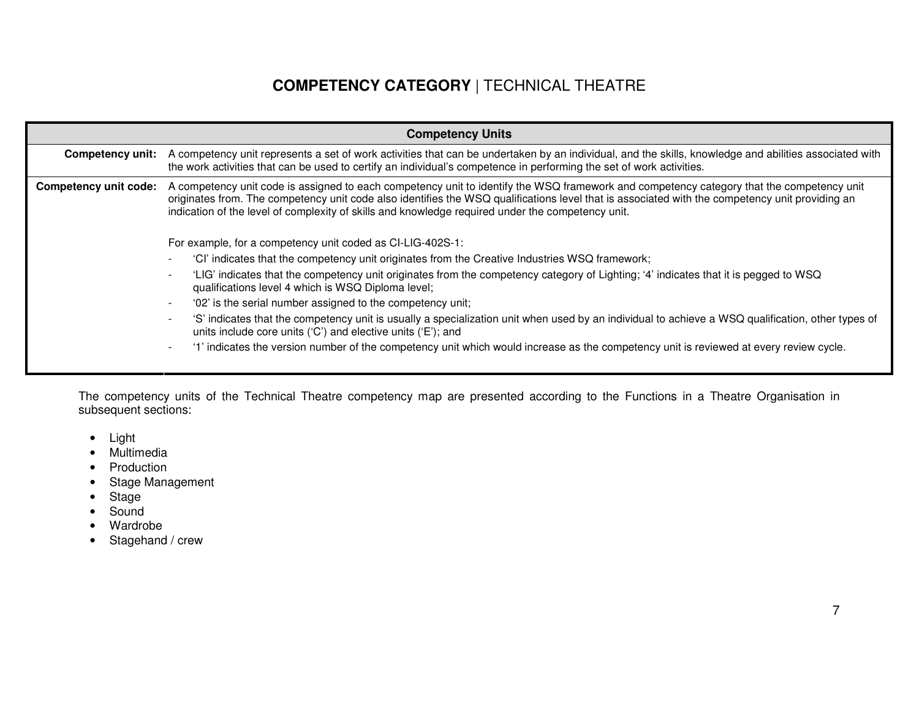# **COMPETENCY CATEGORY** | TECHNICAL THEATRE

| Competency Units | |
|---|---|
| **Competency unit:** | A competency unit represents a set of work activities that can be undertaken by an individual, and the skills, knowledge and abilities associated with the work activities that can be used to certify an individual's competence in performing the set of work activities. |
| **Competency unit code:** | A competency unit code is assigned to each competency unit to identify the WSQ framework and competency category that the competency unit originates from. The competency unit code also identifies the WSQ qualifications level that is associated with the competency unit providing an indication of the level of complexity of skills and knowledge required under the competency unit.<br><br>For example, for a competency unit coded as CI-LIG-402S-1:<br>- 'CI' indicates that the competency unit originates from the Creative Industries WSQ framework;<br>- 'LIG' indicates that the competency unit originates from the competency category of Lighting; '4' indicates that it is pegged to WSQ qualifications level 4 which is WSQ Diploma level;<br>- '02' is the serial number assigned to the competency unit;<br>- 'S' indicates that the competency unit is usually a specialization unit when used by an individual to achieve a WSQ qualification, other types of units include core units ('C') and elective units ('E'); and<br>- '1' indicates the version number of the competency unit which would increase as the competency unit is reviewed at every review cycle. |

The competency units of the Technical Theatre competency map are presented according to the Functions in a Theatre Organisation in subsequent sections:

- Light
- Multimedia
- Production
- Stage Management
- Stage
- Sound
- Wardrobe
- Stagehand / crew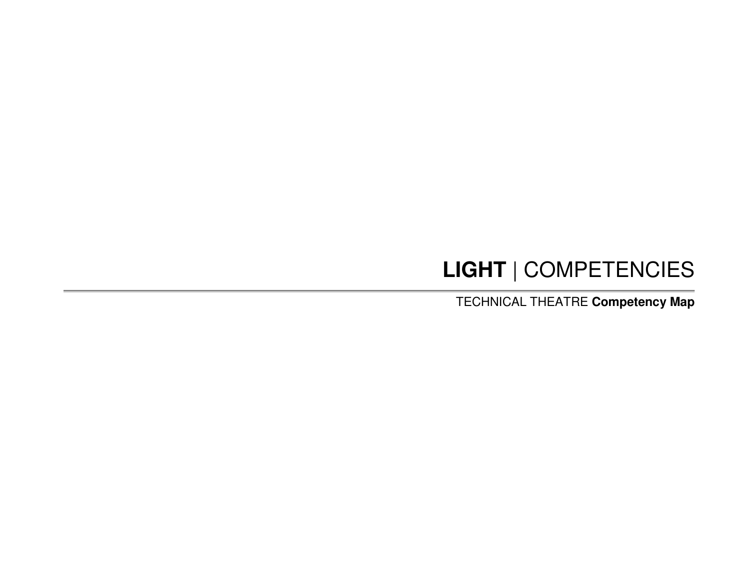# **LIGHT** | COMPETENCIES

---

TECHNICAL THEATRE **Competency Map**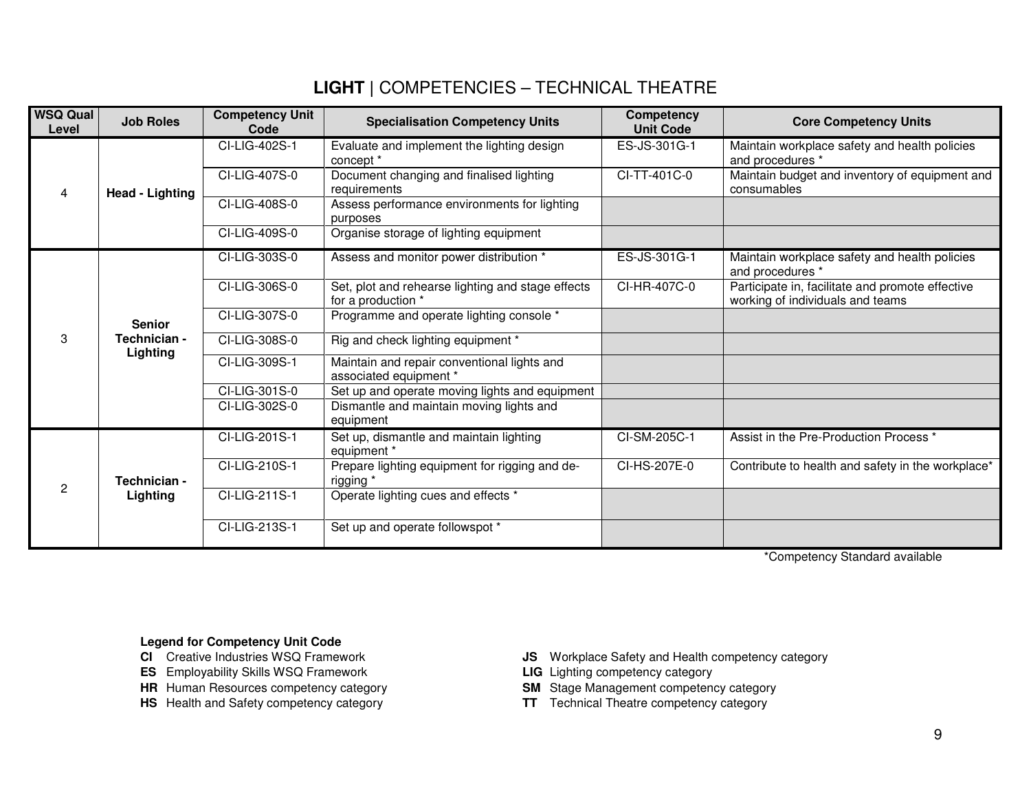# **LIGHT** | COMPETENCIES – TECHNICAL THEATRE

| WSQ Qual Level | Job Roles | Competency Unit Code | Specialisation Competency Units | Competency Unit Code | Core Competency Units |
|---|---|---|---|---|---|
| 4 | **Head - Lighting** | CI-LIG-402S-1 | Evaluate and implement the lighting design concept * | ES-JS-301G-1 | Maintain workplace safety and health policies and procedures * |
| | | CI-LIG-407S-0 | Document changing and finalised lighting requirements | CI-TT-401C-0 | Maintain budget and inventory of equipment and consumables |
| | | CI-LIG-408S-0 | Assess performance environments for lighting purposes | | |
| | | CI-LIG-409S-0 | Organise storage of lighting equipment | | |
| 3 | **Senior Technician - Lighting** | CI-LIG-303S-0 | Assess and monitor power distribution * | ES-JS-301G-1 | Maintain workplace safety and health policies and procedures * |
| | | CI-LIG-306S-0 | Set, plot and rehearse lighting and stage effects for a production * | CI-HR-407C-0 | Participate in, facilitate and promote effective working of individuals and teams |
| | | CI-LIG-307S-0 | Programme and operate lighting console * | | |
| | | CI-LIG-308S-0 | Rig and check lighting equipment * | | |
| | | CI-LIG-309S-1 | Maintain and repair conventional lights and associated equipment * | | |
| | | CI-LIG-301S-0 | Set up and operate moving lights and equipment | | |
| | | CI-LIG-302S-0 | Dismantle and maintain moving lights and equipment | | |
| 2 | **Technician - Lighting** | CI-LIG-201S-1 | Set up, dismantle and maintain lighting equipment * | CI-SM-205C-1 | Assist in the Pre-Production Process * |
| | | CI-LIG-210S-1 | Prepare lighting equipment for rigging and de-rigging * | CI-HS-207E-0 | Contribute to health and safety in the workplace* |
| | | CI-LIG-211S-1 | Operate lighting cues and effects * | | |
| | | CI-LIG-213S-1 | Set up and operate followspot * | | |

*Competency Standard available

**Legend for Competency Unit Code**

- **CI** Creative Industries WSQ Framework
- **ES** Employability Skills WSQ Framework
- **HR** Human Resources competency category
- **HS** Health and Safety competency category
- **JS** Workplace Safety and Health competency category
- **LIG** Lighting competency category
- **SM** Stage Management competency category
- **TT** Technical Theatre competency category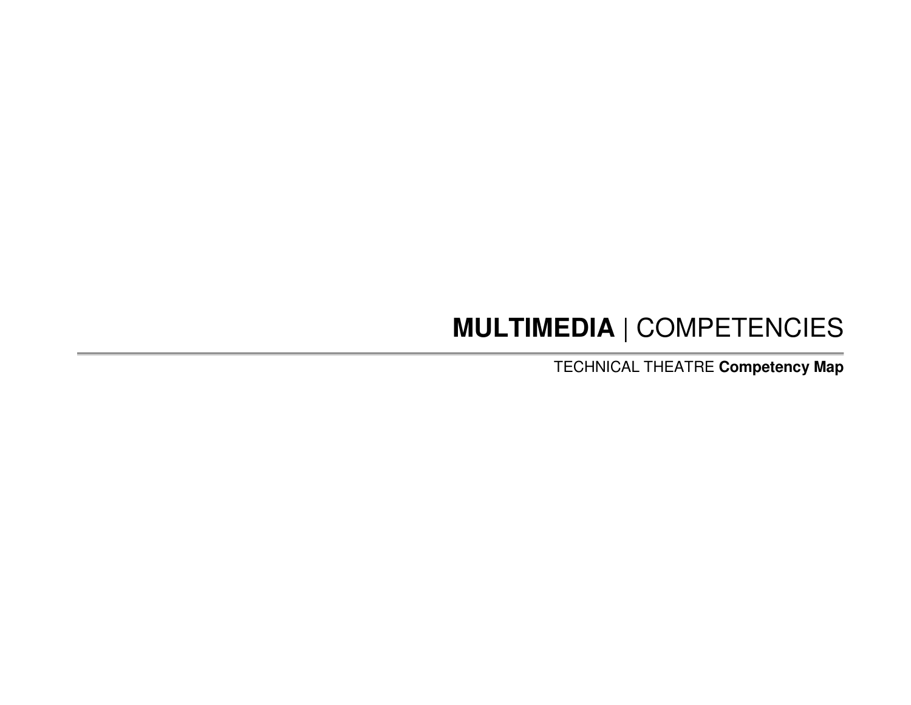# **MULTIMEDIA** | COMPETENCIES

TECHNICAL THEATRE **Competency Map**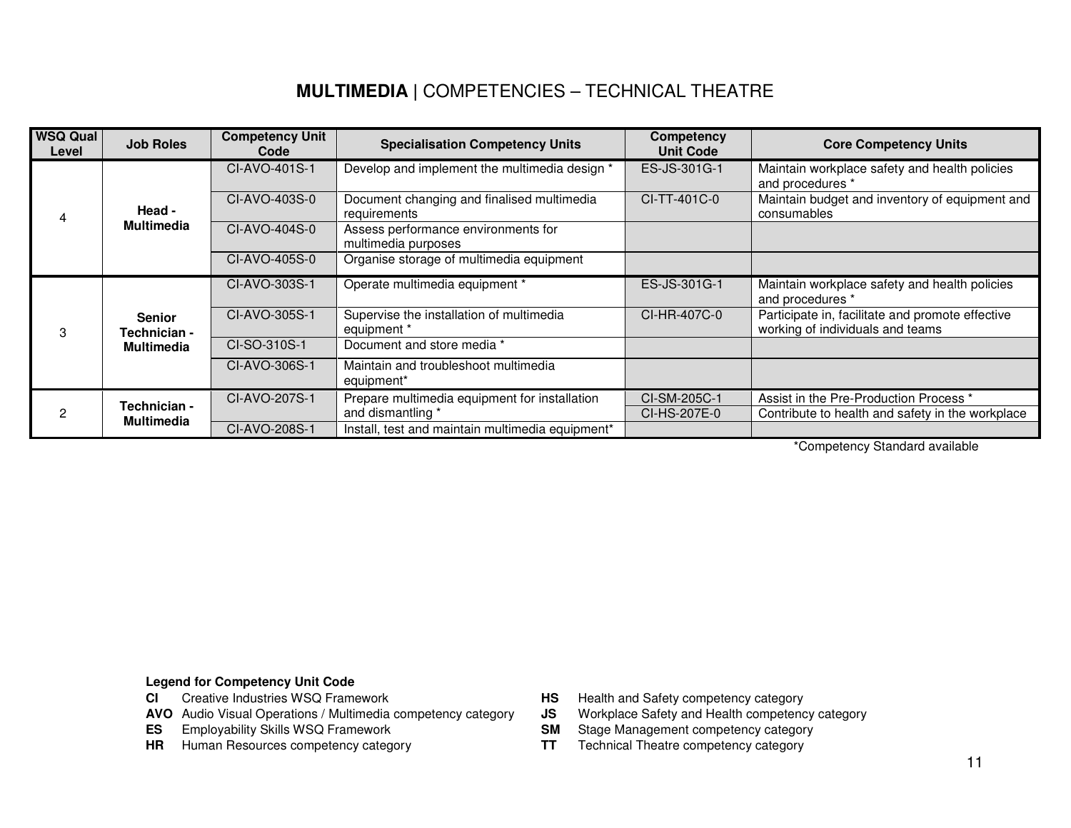# **MULTIMEDIA** | COMPETENCIES – TECHNICAL THEATRE

| WSQ Qual Level | Job Roles | Competency Unit Code | Specialisation Competency Units | Competency Unit Code | Core Competency Units |
|---|---|---|---|---|---|
| 4 | **Head - Multimedia** | CI-AVO-401S-1 | Develop and implement the multimedia design * | ES-JS-301G-1 | Maintain workplace safety and health policies and procedures * |
| | | CI-AVO-403S-0 | Document changing and finalised multimedia requirements | CI-TT-401C-0 | Maintain budget and inventory of equipment and consumables |
| | | CI-AVO-404S-0 | Assess performance environments for multimedia purposes | | |
| | | CI-AVO-405S-0 | Organise storage of multimedia equipment | | |
| 3 | **Senior Technician - Multimedia** | CI-AVO-303S-1 | Operate multimedia equipment * | ES-JS-301G-1 | Maintain workplace safety and health policies and procedures * |
| | | CI-AVO-305S-1 | Supervise the installation of multimedia equipment * | CI-HR-407C-0 | Participate in, facilitate and promote effective working of individuals and teams |
| | | CI-SO-310S-1 | Document and store media * | | |
| | | CI-AVO-306S-1 | Maintain and troubleshoot multimedia equipment* | | |
| 2 | **Technician - Multimedia** | CI-AVO-207S-1 | Prepare multimedia equipment for installation and dismantling * | CI-SM-205C-1 | Assist in the Pre-Production Process * |
| | | | | CI-HS-207E-0 | Contribute to health and safety in the workplace |
| | | CI-AVO-208S-1 | Install, test and maintain multimedia equipment* | | |

*Competency Standard available

**Legend for Competency Unit Code**

- **CI** Creative Industries WSQ Framework
- **AVO** Audio Visual Operations / Multimedia competency category
- **ES** Employability Skills WSQ Framework
- **HR** Human Resources competency category
- **HS** Health and Safety competency category
- **JS** Workplace Safety and Health competency category
- **SM** Stage Management competency category
- **TT** Technical Theatre competency category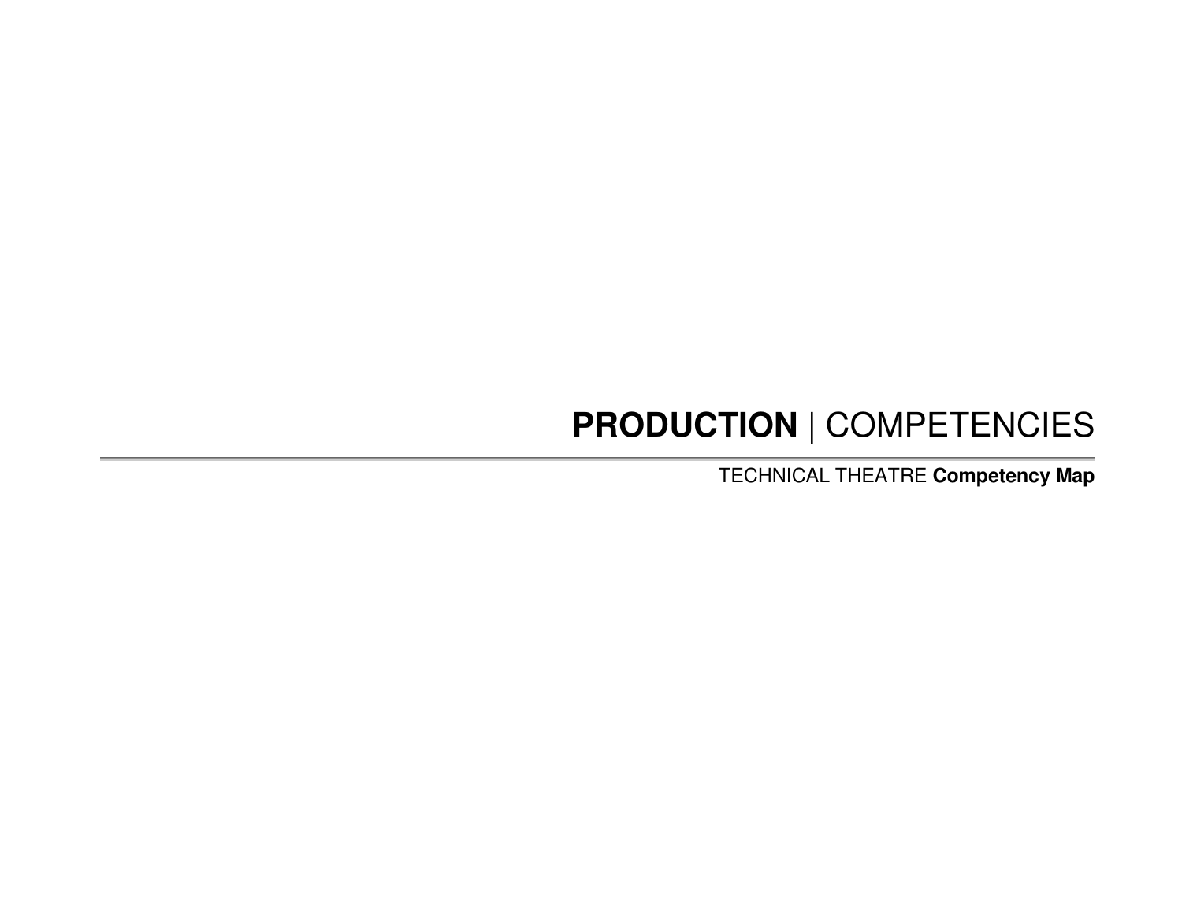# **PRODUCTION** | COMPETENCIES

---

TECHNICAL THEATRE **Competency Map**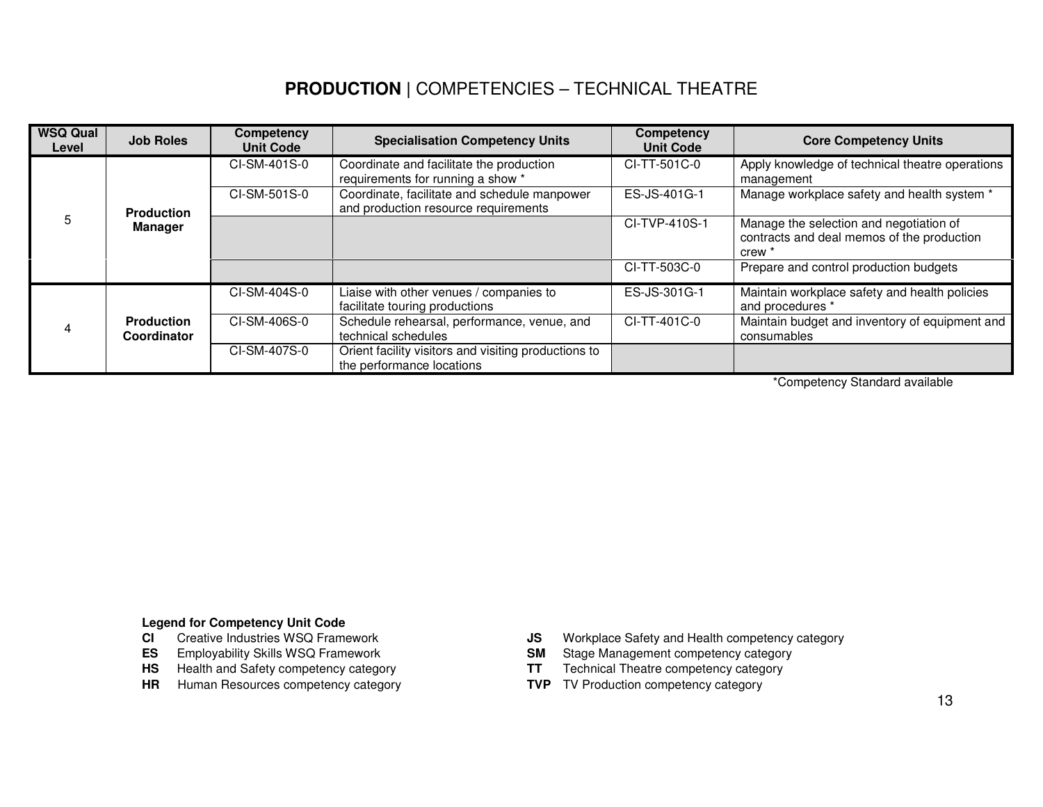# **PRODUCTION** | COMPETENCIES – TECHNICAL THEATRE

| WSQ Qual Level | Job Roles | Competency Unit Code | Specialisation Competency Units | Competency Unit Code | Core Competency Units |
|---|---|---|---|---|---|
| 5 | **Production Manager** | CI-SM-401S-0 | Coordinate and facilitate the production requirements for running a show * | CI-TT-501C-0 | Apply knowledge of technical theatre operations management |
| | | CI-SM-501S-0 | Coordinate, facilitate and schedule manpower and production resource requirements | ES-JS-401G-1 | Manage workplace safety and health system * |
| | | | | CI-TVP-410S-1 | Manage the selection and negotiation of contracts and deal memos of the production crew * |
| | | | | CI-TT-503C-0 | Prepare and control production budgets |
| 4 | **Production Coordinator** | CI-SM-404S-0 | Liaise with other venues / companies to facilitate touring productions | ES-JS-301G-1 | Maintain workplace safety and health policies and procedures * |
| | | CI-SM-406S-0 | Schedule rehearsal, performance, venue, and technical schedules | CI-TT-401C-0 | Maintain budget and inventory of equipment and consumables |
| | | CI-SM-407S-0 | Orient facility visitors and visiting productions to the performance locations | | |

*Competency Standard available

**Legend for Competency Unit Code**

- **CI** Creative Industries WSQ Framework
- **ES** Employability Skills WSQ Framework
- **HS** Health and Safety competency category
- **HR** Human Resources competency category
- **JS** Workplace Safety and Health competency category
- **SM** Stage Management competency category
- **TT** Technical Theatre competency category
- **TVP** TV Production competency category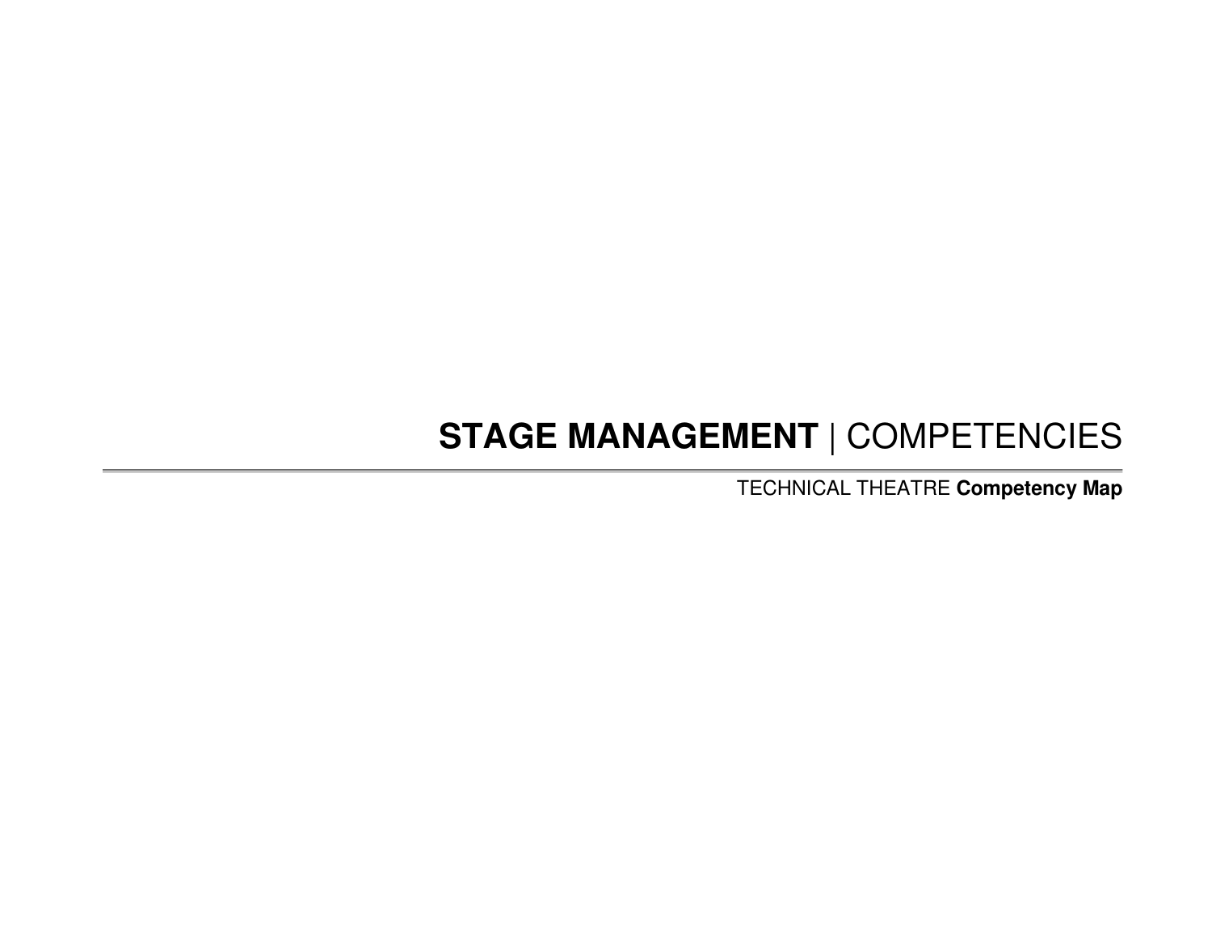# **STAGE MANAGEMENT** | COMPETENCIES

---

TECHNICAL THEATRE **Competency Map**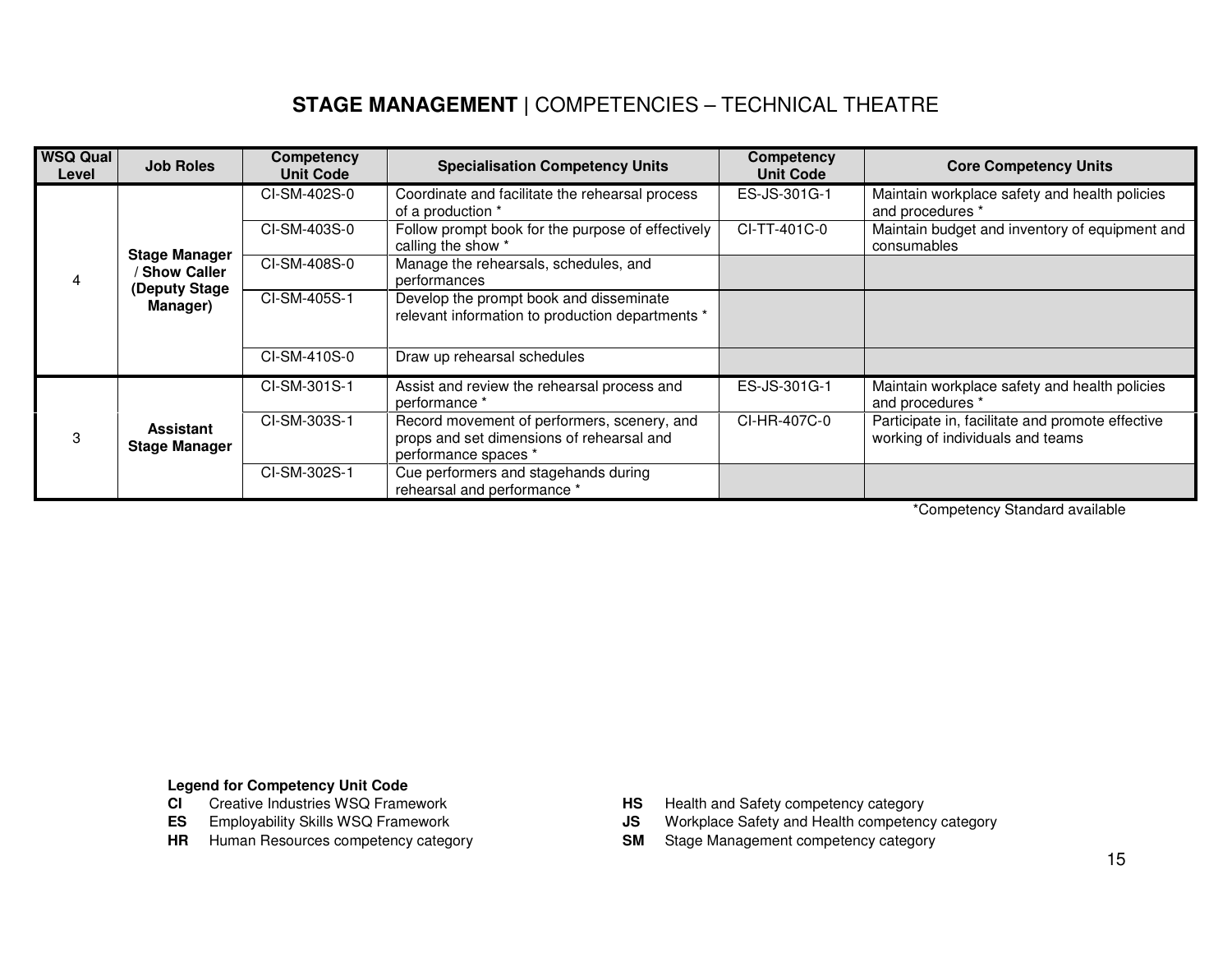## **STAGE MANAGEMENT** | COMPETENCIES – TECHNICAL THEATRE

| WSQ Qual Level | Job Roles | Competency Unit Code | Specialisation Competency Units | Competency Unit Code | Core Competency Units |
|---|---|---|---|---|---|
| 4 | **Stage Manager / Show Caller (Deputy Stage Manager)** | CI-SM-402S-0 | Coordinate and facilitate the rehearsal process of a production * | ES-JS-301G-1 | Maintain workplace safety and health policies and procedures * |
| | | CI-SM-403S-0 | Follow prompt book for the purpose of effectively calling the show * | CI-TT-401C-0 | Maintain budget and inventory of equipment and consumables |
| | | CI-SM-408S-0 | Manage the rehearsals, schedules, and performances | | |
| | | CI-SM-405S-1 | Develop the prompt book and disseminate relevant information to production departments * | | |
| | | CI-SM-410S-0 | Draw up rehearsal schedules | | |
| 3 | **Assistant Stage Manager** | CI-SM-301S-1 | Assist and review the rehearsal process and performance * | ES-JS-301G-1 | Maintain workplace safety and health policies and procedures * |
| | | CI-SM-303S-1 | Record movement of performers, scenery, and props and set dimensions of rehearsal and performance spaces * | CI-HR-407C-0 | Participate in, facilitate and promote effective working of individuals and teams |
| | | CI-SM-302S-1 | Cue performers and stagehands during rehearsal and performance * | | |

*Competency Standard available

**Legend for Competency Unit Code**

- **CI** Creative Industries WSQ Framework
- **ES** Employability Skills WSQ Framework
- **HR** Human Resources competency category
- **HS** Health and Safety competency category
- **JS** Workplace Safety and Health competency category
- **SM** Stage Management competency category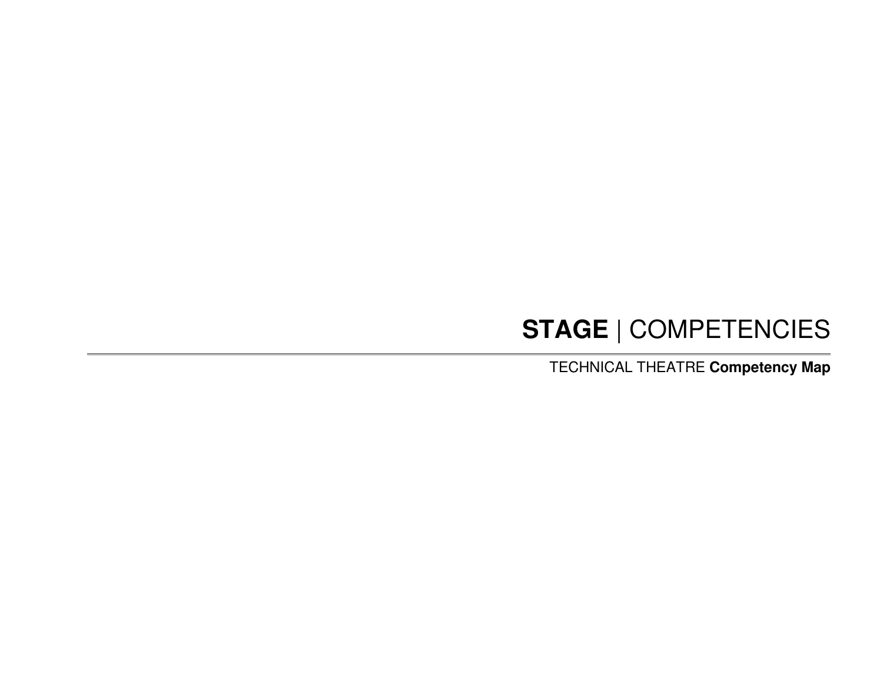# **STAGE** | COMPETENCIES

TECHNICAL THEATRE **Competency Map**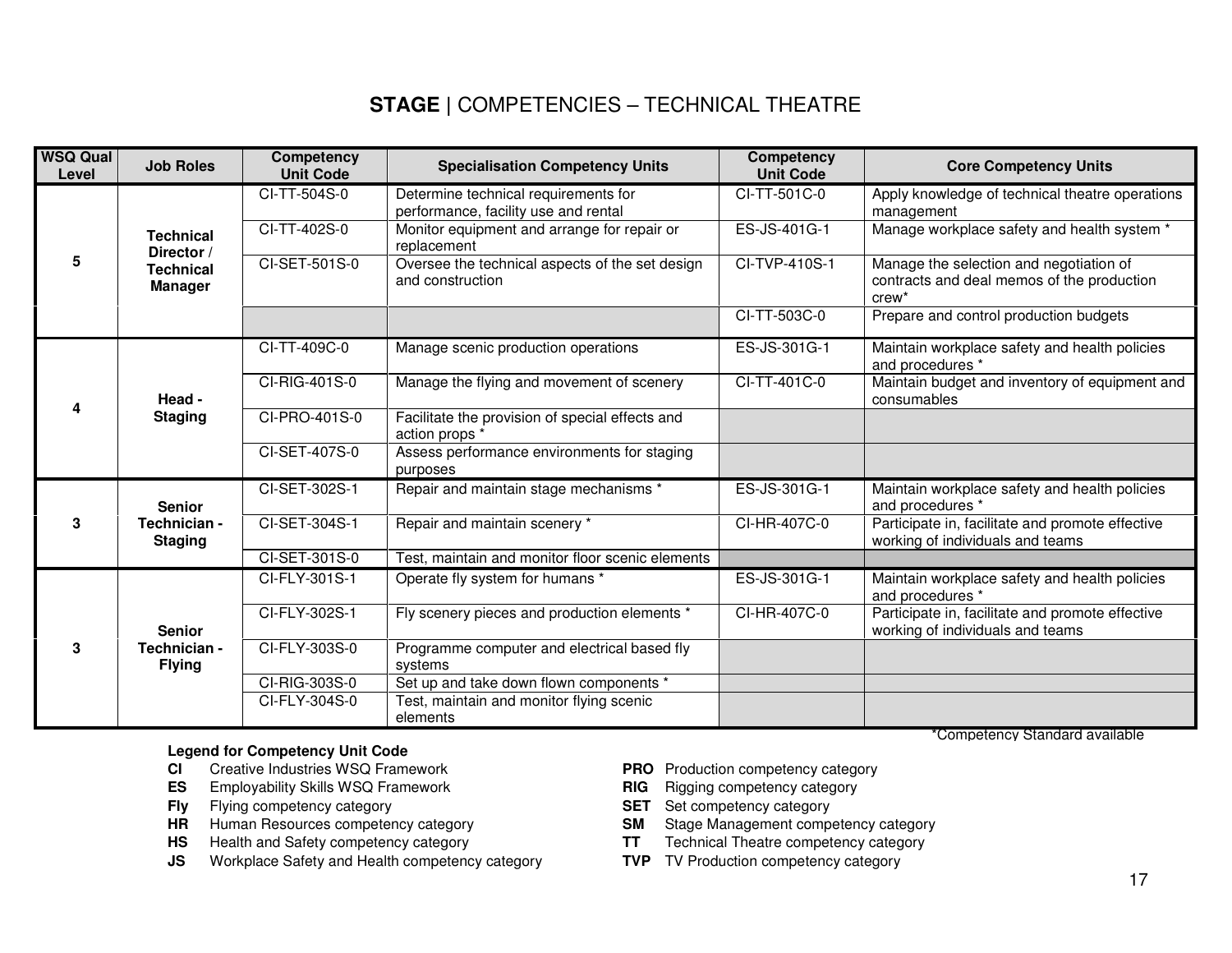# **STAGE** | COMPETENCIES – TECHNICAL THEATRE

| WSQ Qual Level | Job Roles | Competency Unit Code | Specialisation Competency Units | Competency Unit Code | Core Competency Units |
|---|---|---|---|---|---|
| 5 | **Technical Director / Technical Manager** | CI-TT-504S-0 | Determine technical requirements for performance, facility use and rental | CI-TT-501C-0 | Apply knowledge of technical theatre operations management |
| | | CI-TT-402S-0 | Monitor equipment and arrange for repair or replacement | ES-JS-401G-1 | Manage workplace safety and health system * |
| | | CI-SET-501S-0 | Oversee the technical aspects of the set design and construction | CI-TVP-410S-1 | Manage the selection and negotiation of contracts and deal memos of the production crew* |
| | | | | CI-TT-503C-0 | Prepare and control production budgets |
| 4 | **Head - Staging** | CI-TT-409C-0 | Manage scenic production operations | ES-JS-301G-1 | Maintain workplace safety and health policies and procedures * |
| | | CI-RIG-401S-0 | Manage the flying and movement of scenery | CI-TT-401C-0 | Maintain budget and inventory of equipment and consumables |
| | | CI-PRO-401S-0 | Facilitate the provision of special effects and action props * | | |
| | | CI-SET-407S-0 | Assess performance environments for staging purposes | | |
| 3 | **Senior Technician - Staging** | CI-SET-302S-1 | Repair and maintain stage mechanisms * | ES-JS-301G-1 | Maintain workplace safety and health policies and procedures * |
| | | CI-SET-304S-1 | Repair and maintain scenery * | CI-HR-407C-0 | Participate in, facilitate and promote effective working of individuals and teams |
| | | CI-SET-301S-0 | Test, maintain and monitor floor scenic elements | | |
| 3 | **Senior Technician - Flying** | CI-FLY-301S-1 | Operate fly system for humans * | ES-JS-301G-1 | Maintain workplace safety and health policies and procedures * |
| | | CI-FLY-302S-1 | Fly scenery pieces and production elements * | CI-HR-407C-0 | Participate in, facilitate and promote effective working of individuals and teams |
| | | CI-FLY-303S-0 | Programme computer and electrical based fly systems | | |
| | | CI-RIG-303S-0 | Set up and take down flown components * | | |
| | | CI-FLY-304S-0 | Test, maintain and monitor flying scenic elements | | |

*Competency Standard available

**Legend for Competency Unit Code**

- **CI** Creative Industries WSQ Framework
- **ES** Employability Skills WSQ Framework
- **Fly** Flying competency category
- **HR** Human Resources competency category
- **HS** Health and Safety competency category
- **JS** Workplace Safety and Health competency category
- **PRO** Production competency category
- **RIG** Rigging competency category
- **SET** Set competency category
- **SM** Stage Management competency category
- **TT** Technical Theatre competency category
- **TVP** TV Production competency category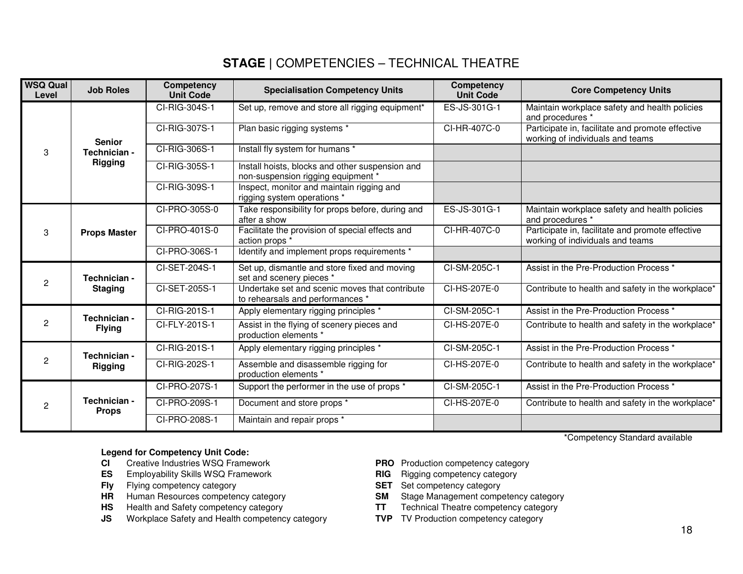## **STAGE** | COMPETENCIES – TECHNICAL THEATRE

| WSQ Qual Level | Job Roles | Competency Unit Code | Specialisation Competency Units | Competency Unit Code | Core Competency Units |
|---|---|---|---|---|---|
| 3 | **Senior Technician - Rigging** | CI-RIG-304S-1 | Set up, remove and store all rigging equipment* | ES-JS-301G-1 | Maintain workplace safety and health policies and procedures * |
| | | CI-RIG-307S-1 | Plan basic rigging systems * | CI-HR-407C-0 | Participate in, facilitate and promote effective working of individuals and teams |
| | | CI-RIG-306S-1 | Install fly system for humans * | | |
| | | CI-RIG-305S-1 | Install hoists, blocks and other suspension and non-suspension rigging equipment * | | |
| | | CI-RIG-309S-1 | Inspect, monitor and maintain rigging and rigging system operations * | | |
| 3 | **Props Master** | CI-PRO-305S-0 | Take responsibility for props before, during and after a show | ES-JS-301G-1 | Maintain workplace safety and health policies and procedures * |
| | | CI-PRO-401S-0 | Facilitate the provision of special effects and action props * | CI-HR-407C-0 | Participate in, facilitate and promote effective working of individuals and teams |
| | | CI-PRO-306S-1 | Identify and implement props requirements * | | |
| 2 | **Technician - Staging** | CI-SET-204S-1 | Set up, dismantle and store fixed and moving set and scenery pieces * | CI-SM-205C-1 | Assist in the Pre-Production Process * |
| | | CI-SET-205S-1 | Undertake set and scenic moves that contribute to rehearsals and performances * | CI-HS-207E-0 | Contribute to health and safety in the workplace* |
| 2 | **Technician - Flying** | CI-RIG-201S-1 | Apply elementary rigging principles * | CI-SM-205C-1 | Assist in the Pre-Production Process * |
| | | CI-FLY-201S-1 | Assist in the flying of scenery pieces and production elements * | CI-HS-207E-0 | Contribute to health and safety in the workplace* |
| 2 | **Technician - Rigging** | CI-RIG-201S-1 | Apply elementary rigging principles * | CI-SM-205C-1 | Assist in the Pre-Production Process * |
| | | CI-RIG-202S-1 | Assemble and disassemble rigging for production elements * | CI-HS-207E-0 | Contribute to health and safety in the workplace* |
| 2 | **Technician - Props** | CI-PRO-207S-1 | Support the performer in the use of props * | CI-SM-205C-1 | Assist in the Pre-Production Process * |
| | | CI-PRO-209S-1 | Document and store props * | CI-HS-207E-0 | Contribute to health and safety in the workplace* |
| | | CI-PRO-208S-1 | Maintain and repair props * | | |

*Competency Standard available

**Legend for Competency Unit Code:**

- **CI** Creative Industries WSQ Framework
- **ES** Employability Skills WSQ Framework
- **Fly** Flying competency category
- **HR** Human Resources competency category
- **HS** Health and Safety competency category
- **JS** Workplace Safety and Health competency category
- **PRO** Production competency category
- **RIG** Rigging competency category
- **SET** Set competency category
- **SM** Stage Management competency category
- **TT** Technical Theatre competency category
- **TVP** TV Production competency category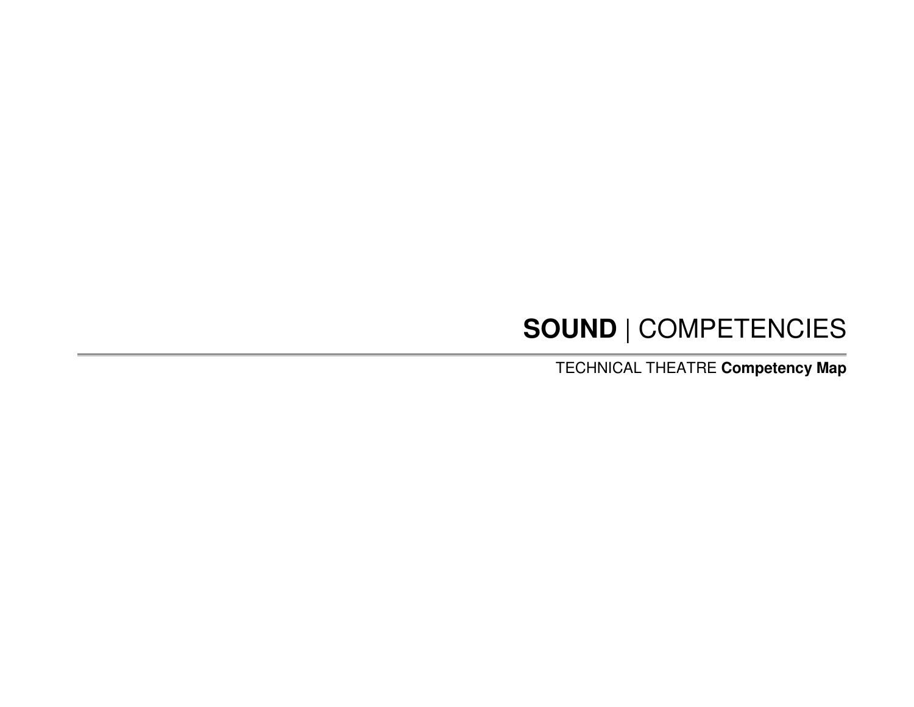# **SOUND** | COMPETENCIES

TECHNICAL THEATRE **Competency Map**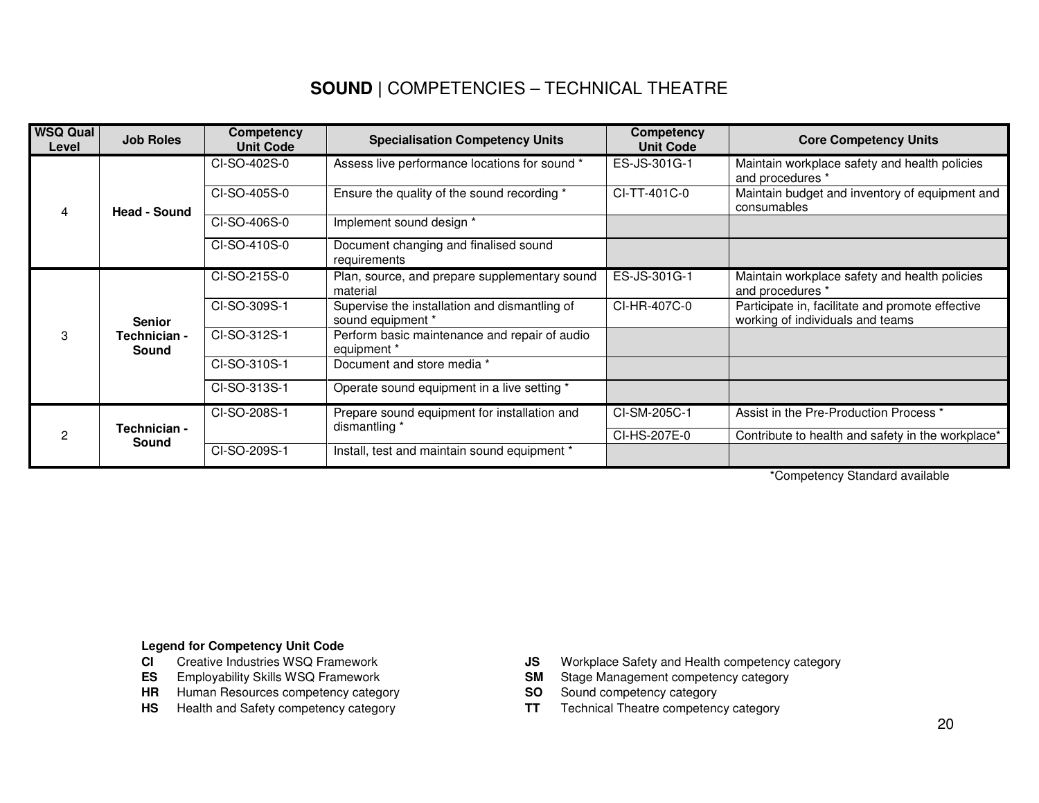# **SOUND** | COMPETENCIES – TECHNICAL THEATRE

| WSQ Qual Level | Job Roles | Competency Unit Code | Specialisation Competency Units | Competency Unit Code | Core Competency Units |
|---|---|---|---|---|---|
| 4 | **Head - Sound** | CI-SO-402S-0 | Assess live performance locations for sound * | ES-JS-301G-1 | Maintain workplace safety and health policies and procedures * |
| | | CI-SO-405S-0 | Ensure the quality of the sound recording * | CI-TT-401C-0 | Maintain budget and inventory of equipment and consumables |
| | | CI-SO-406S-0 | Implement sound design * | | |
| | | CI-SO-410S-0 | Document changing and finalised sound requirements | | |
| 3 | **Senior Technician - Sound** | CI-SO-215S-0 | Plan, source, and prepare supplementary sound material | ES-JS-301G-1 | Maintain workplace safety and health policies and procedures * |
| | | CI-SO-309S-1 | Supervise the installation and dismantling of sound equipment * | CI-HR-407C-0 | Participate in, facilitate and promote effective working of individuals and teams |
| | | CI-SO-312S-1 | Perform basic maintenance and repair of audio equipment * | | |
| | | CI-SO-310S-1 | Document and store media * | | |
| | | CI-SO-313S-1 | Operate sound equipment in a live setting * | | |
| 2 | **Technician - Sound** | CI-SO-208S-1 | Prepare sound equipment for installation and dismantling * | CI-SM-205C-1 | Assist in the Pre-Production Process * |
| | | | | CI-HS-207E-0 | Contribute to health and safety in the workplace* |
| | | CI-SO-209S-1 | Install, test and maintain sound equipment * | | |

*Competency Standard available

**Legend for Competency Unit Code**

- **CI** Creative Industries WSQ Framework
- **ES** Employability Skills WSQ Framework
- **HR** Human Resources competency category
- **HS** Health and Safety competency category
- **JS** Workplace Safety and Health competency category
- **SM** Stage Management competency category
- **SO** Sound competency category
- **TT** Technical Theatre competency category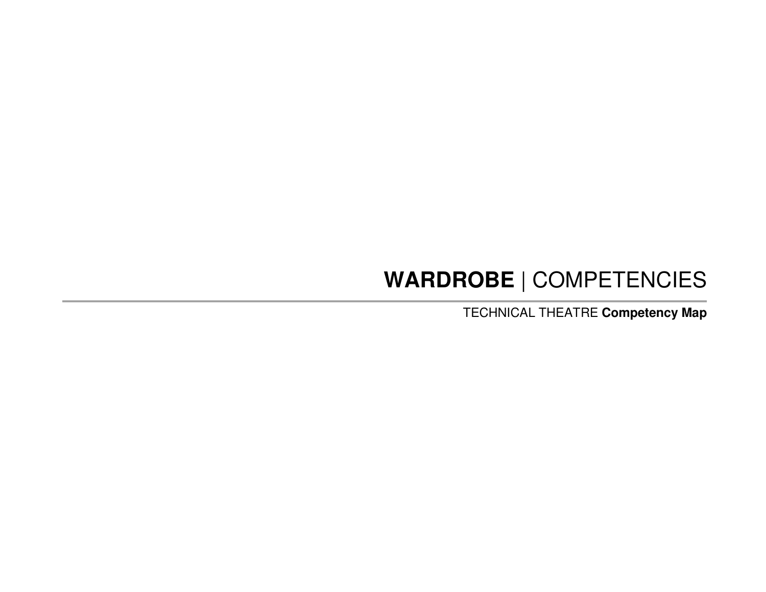# **WARDROBE** | COMPETENCIES

TECHNICAL THEATRE **Competency Map**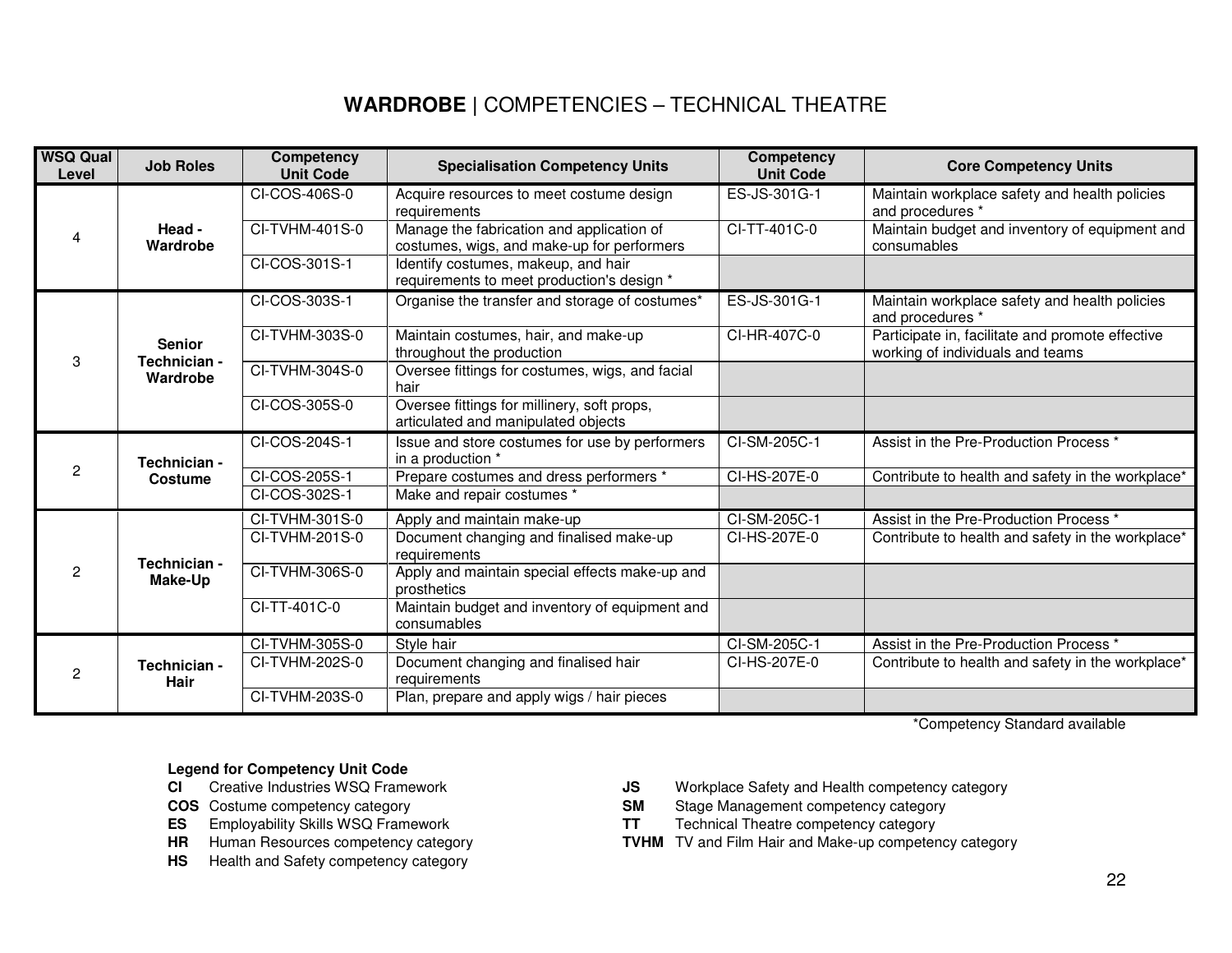# **WARDROBE** | COMPETENCIES – TECHNICAL THEATRE

| WSQ Qual Level | Job Roles | Competency Unit Code | Specialisation Competency Units | Competency Unit Code | Core Competency Units |
|---|---|---|---|---|---|
| 4 | Head - Wardrobe | CI-COS-406S-0 | Acquire resources to meet costume design requirements | ES-JS-301G-1 | Maintain workplace safety and health policies and procedures * |
| | | CI-TVHM-401S-0 | Manage the fabrication and application of costumes, wigs, and make-up for performers | CI-TT-401C-0 | Maintain budget and inventory of equipment and consumables |
| | | CI-COS-301S-1 | Identify costumes, makeup, and hair requirements to meet production's design * | | |
| 3 | Senior Technician - Wardrobe | CI-COS-303S-1 | Organise the transfer and storage of costumes* | ES-JS-301G-1 | Maintain workplace safety and health policies and procedures * |
| | | CI-TVHM-303S-0 | Maintain costumes, hair, and make-up throughout the production | CI-HR-407C-0 | Participate in, facilitate and promote effective working of individuals and teams |
| | | CI-TVHM-304S-0 | Oversee fittings for costumes, wigs, and facial hair | | |
| | | CI-COS-305S-0 | Oversee fittings for millinery, soft props, articulated and manipulated objects | | |
| 2 | Technician - Costume | CI-COS-204S-1 | Issue and store costumes for use by performers in a production * | CI-SM-205C-1 | Assist in the Pre-Production Process * |
| | | CI-COS-205S-1 | Prepare costumes and dress performers * | CI-HS-207E-0 | Contribute to health and safety in the workplace* |
| | | CI-COS-302S-1 | Make and repair costumes * | | |
| 2 | Technician - Make-Up | CI-TVHM-301S-0 | Apply and maintain make-up | CI-SM-205C-1 | Assist in the Pre-Production Process * |
| | | CI-TVHM-201S-0 | Document changing and finalised make-up requirements | CI-HS-207E-0 | Contribute to health and safety in the workplace* |
| | | CI-TVHM-306S-0 | Apply and maintain special effects make-up and prosthetics | | |
| | | CI-TT-401C-0 | Maintain budget and inventory of equipment and consumables | | |
| 2 | Technician - Hair | CI-TVHM-305S-0 | Style hair | CI-SM-205C-1 | Assist in the Pre-Production Process * |
| | | CI-TVHM-202S-0 | Document changing and finalised hair requirements | CI-HS-207E-0 | Contribute to health and safety in the workplace* |
| | | CI-TVHM-203S-0 | Plan, prepare and apply wigs / hair pieces | | |

*Competency Standard available

**Legend for Competency Unit Code**

- **CI** Creative Industries WSQ Framework
- **COS** Costume competency category
- **ES** Employability Skills WSQ Framework
- **HR** Human Resources competency category
- **HS** Health and Safety competency category
- **JS** Workplace Safety and Health competency category
- **SM** Stage Management competency category
- **TT** Technical Theatre competency category
- **TVHM** TV and Film Hair and Make-up competency category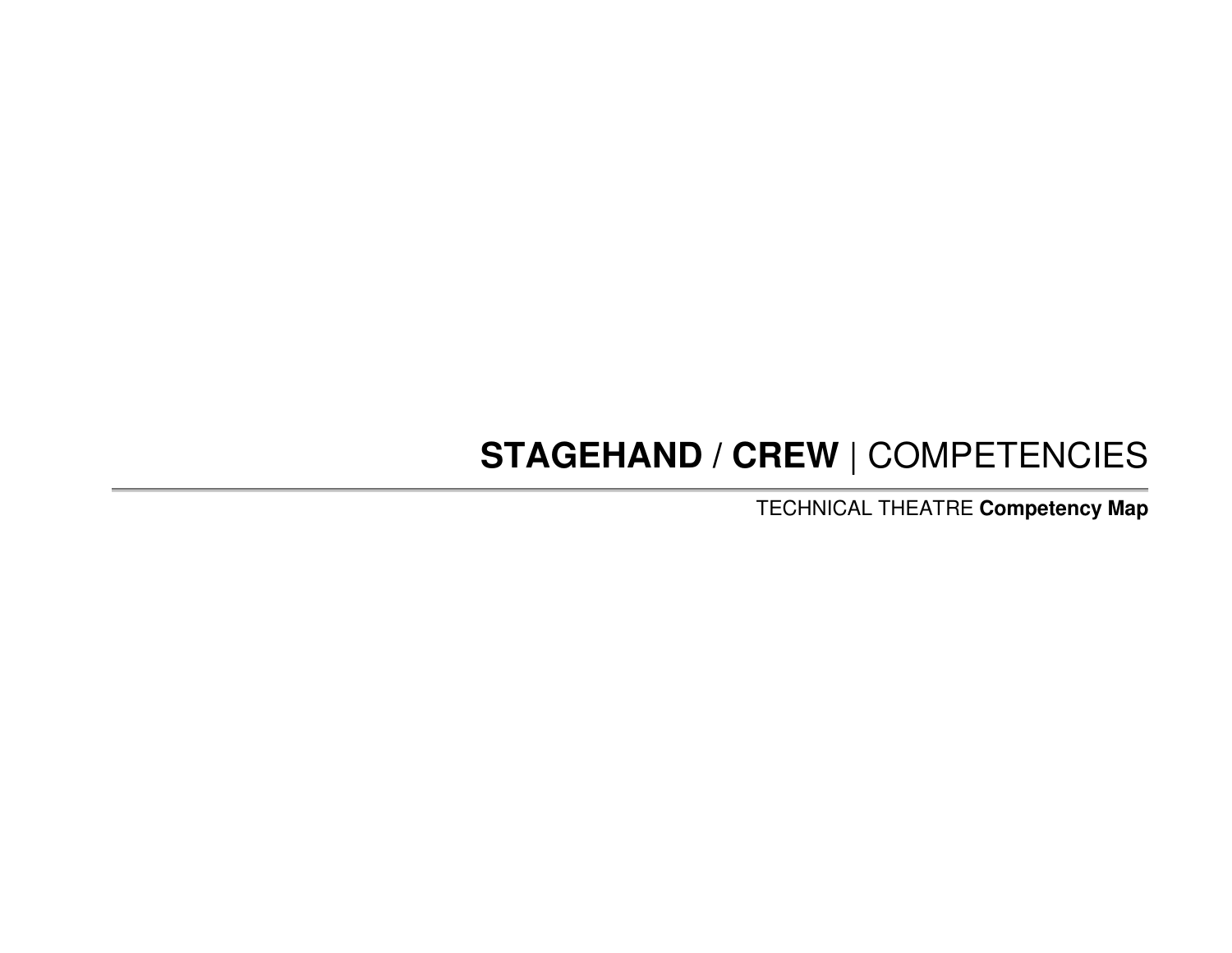# **STAGEHAND / CREW** | COMPETENCIES

TECHNICAL THEATRE **Competency Map**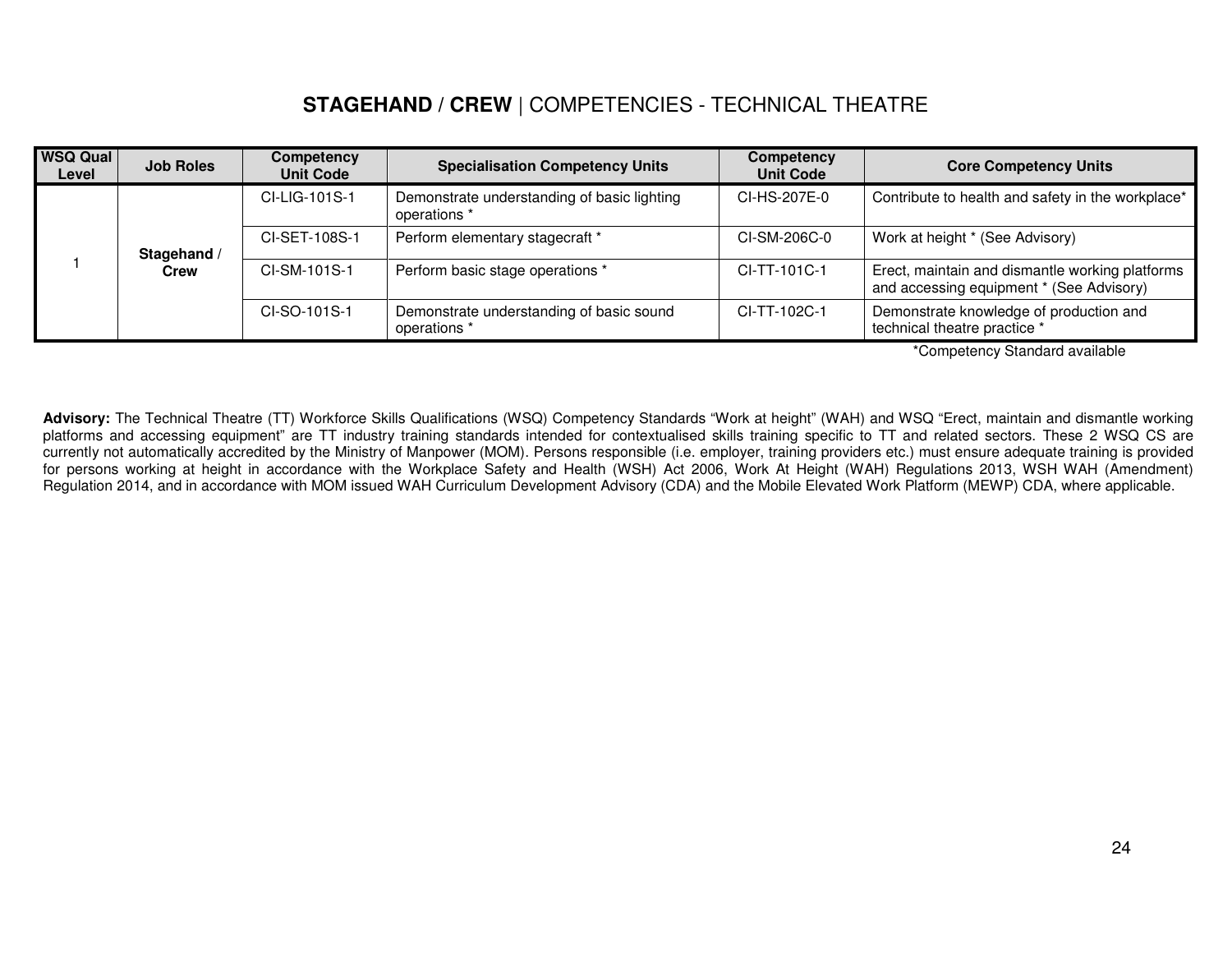# **STAGEHAND / CREW** | COMPETENCIES - TECHNICAL THEATRE

| WSQ Qual Level | Job Roles | Competency Unit Code | Specialisation Competency Units | Competency Unit Code | Core Competency Units |
|---|---|---|---|---|---|
| 1 | **Stagehand / Crew** | CI-LIG-101S-1 | Demonstrate understanding of basic lighting operations * | CI-HS-207E-0 | Contribute to health and safety in the workplace* |
| | | CI-SET-108S-1 | Perform elementary stagecraft * | CI-SM-206C-0 | Work at height * (See Advisory) |
| | | CI-SM-101S-1 | Perform basic stage operations * | CI-TT-101C-1 | Erect, maintain and dismantle working platforms and accessing equipment * (See Advisory) |
| | | CI-SO-101S-1 | Demonstrate understanding of basic sound operations * | CI-TT-102C-1 | Demonstrate knowledge of production and technical theatre practice * |

*Competency Standard available

**Advisory:** The Technical Theatre (TT) Workforce Skills Qualifications (WSQ) Competency Standards "Work at height" (WAH) and WSQ "Erect, maintain and dismantle working platforms and accessing equipment" are TT industry training standards intended for contextualised skills training specific to TT and related sectors. These 2 WSQ CS are currently not automatically accredited by the Ministry of Manpower (MOM). Persons responsible (i.e. employer, training providers etc.) must ensure adequate training is provided for persons working at height in accordance with the Workplace Safety and Health (WSH) Act 2006, Work At Height (WAH) Regulations 2013, WSH WAH (Amendment) Regulation 2014, and in accordance with MOM issued WAH Curriculum Development Advisory (CDA) and the Mobile Elevated Work Platform (MEWP) CDA, where applicable.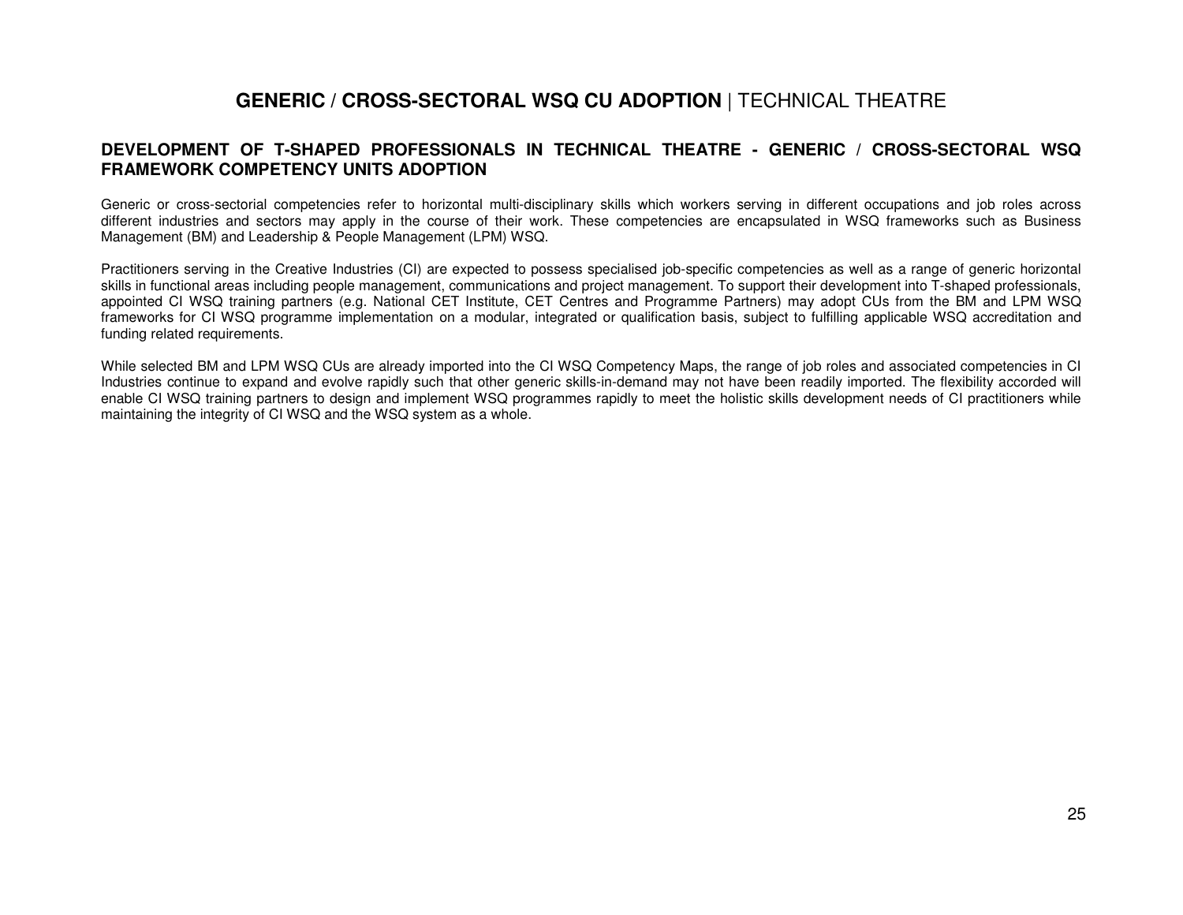# **GENERIC / CROSS-SECTORAL WSQ CU ADOPTION** | TECHNICAL THEATRE

## DEVELOPMENT OF T-SHAPED PROFESSIONALS IN TECHNICAL THEATRE - GENERIC / CROSS-SECTORAL WSQ FRAMEWORK COMPETENCY UNITS ADOPTION

Generic or cross-sectorial competencies refer to horizontal multi-disciplinary skills which workers serving in different occupations and job roles across different industries and sectors may apply in the course of their work. These competencies are encapsulated in WSQ frameworks such as Business Management (BM) and Leadership & People Management (LPM) WSQ.

Practitioners serving in the Creative Industries (CI) are expected to possess specialised job-specific competencies as well as a range of generic horizontal skills in functional areas including people management, communications and project management. To support their development into T-shaped professionals, appointed CI WSQ training partners (e.g. National CET Institute, CET Centres and Programme Partners) may adopt CUs from the BM and LPM WSQ frameworks for CI WSQ programme implementation on a modular, integrated or qualification basis, subject to fulfilling applicable WSQ accreditation and funding related requirements.

While selected BM and LPM WSQ CUs are already imported into the CI WSQ Competency Maps, the range of job roles and associated competencies in CI Industries continue to expand and evolve rapidly such that other generic skills-in-demand may not have been readily imported. The flexibility accorded will enable CI WSQ training partners to design and implement WSQ programmes rapidly to meet the holistic skills development needs of CI practitioners while maintaining the integrity of CI WSQ and the WSQ system as a whole.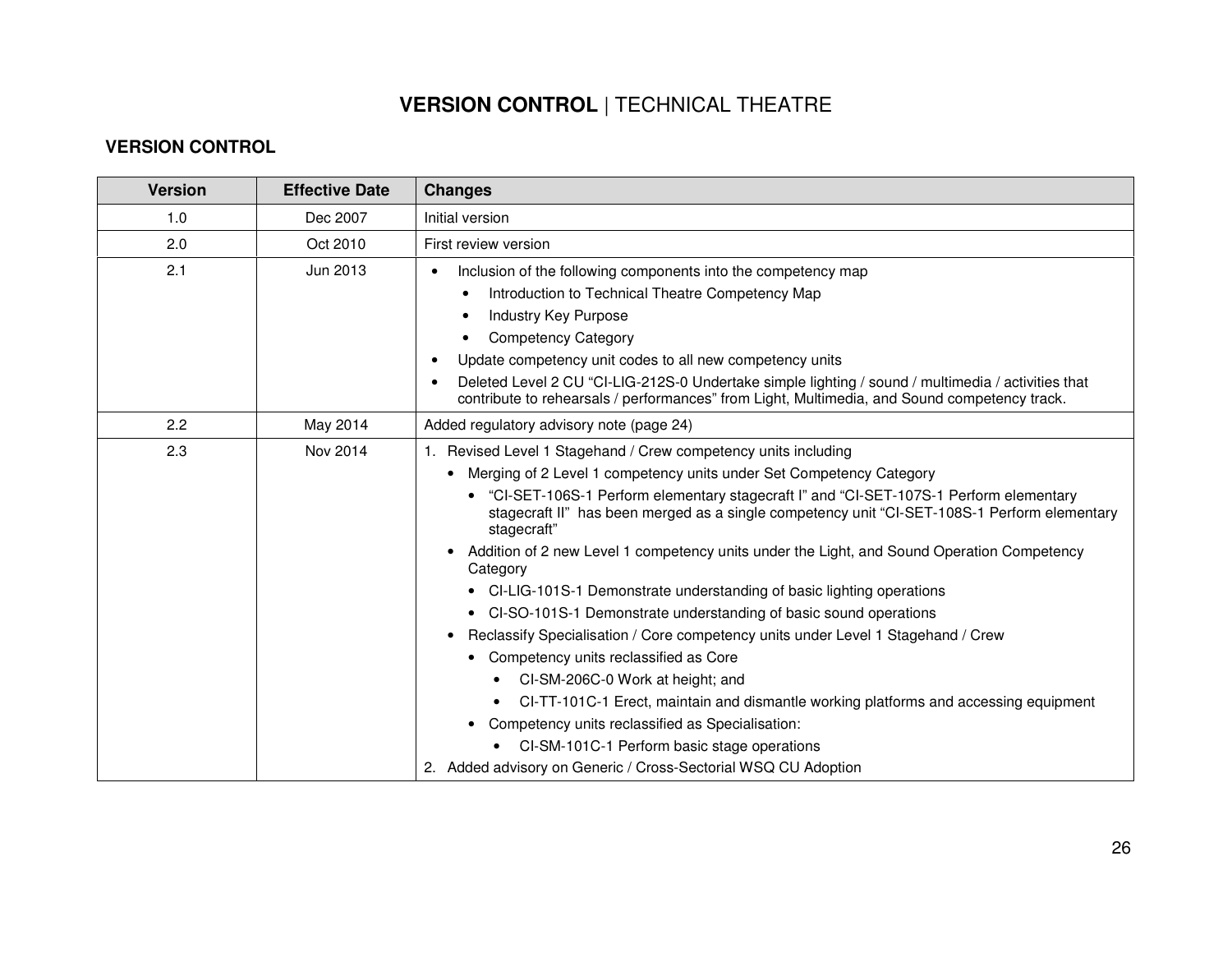# VERSION CONTROL | TECHNICAL THEATRE

## VERSION CONTROL

| Version | Effective Date | Changes |
|---|---|---|
| 1.0 | Dec 2007 | Initial version |
| 2.0 | Oct 2010 | First review version |
| 2.1 | Jun 2013 | • Inclusion of the following components into the competency map<br>&nbsp;&nbsp;• Introduction to Technical Theatre Competency Map<br>&nbsp;&nbsp;• Industry Key Purpose<br>&nbsp;&nbsp;• Competency Category<br>• Update competency unit codes to all new competency units<br>• Deleted Level 2 CU "CI-LIG-212S-0 Undertake simple lighting / sound / multimedia / activities that contribute to rehearsals / performances" from Light, Multimedia, and Sound competency track. |
| 2.2 | May 2014 | Added regulatory advisory note (page 24) |
| 2.3 | Nov 2014 | 1. Revised Level 1 Stagehand / Crew competency units including<br>&nbsp;&nbsp;• Merging of 2 Level 1 competency units under Set Competency Category<br>&nbsp;&nbsp;&nbsp;&nbsp;• "CI-SET-106S-1 Perform elementary stagecraft I" and "CI-SET-107S-1 Perform elementary stagecraft II" has been merged as a single competency unit "CI-SET-108S-1 Perform elementary stagecraft"<br>&nbsp;&nbsp;• Addition of 2 new Level 1 competency units under the Light, and Sound Operation Competency Category<br>&nbsp;&nbsp;&nbsp;&nbsp;• CI-LIG-101S-1 Demonstrate understanding of basic lighting operations<br>&nbsp;&nbsp;&nbsp;&nbsp;• CI-SO-101S-1 Demonstrate understanding of basic sound operations<br>&nbsp;&nbsp;• Reclassify Specialisation / Core competency units under Level 1 Stagehand / Crew<br>&nbsp;&nbsp;&nbsp;&nbsp;• Competency units reclassified as Core<br>&nbsp;&nbsp;&nbsp;&nbsp;&nbsp;&nbsp;• CI-SM-206C-0 Work at height; and<br>&nbsp;&nbsp;&nbsp;&nbsp;&nbsp;&nbsp;• CI-TT-101C-1 Erect, maintain and dismantle working platforms and accessing equipment<br>&nbsp;&nbsp;&nbsp;&nbsp;• Competency units reclassified as Specialisation:<br>&nbsp;&nbsp;&nbsp;&nbsp;&nbsp;&nbsp;• CI-SM-101C-1 Perform basic stage operations<br>2. Added advisory on Generic / Cross-Sectorial WSQ CU Adoption |